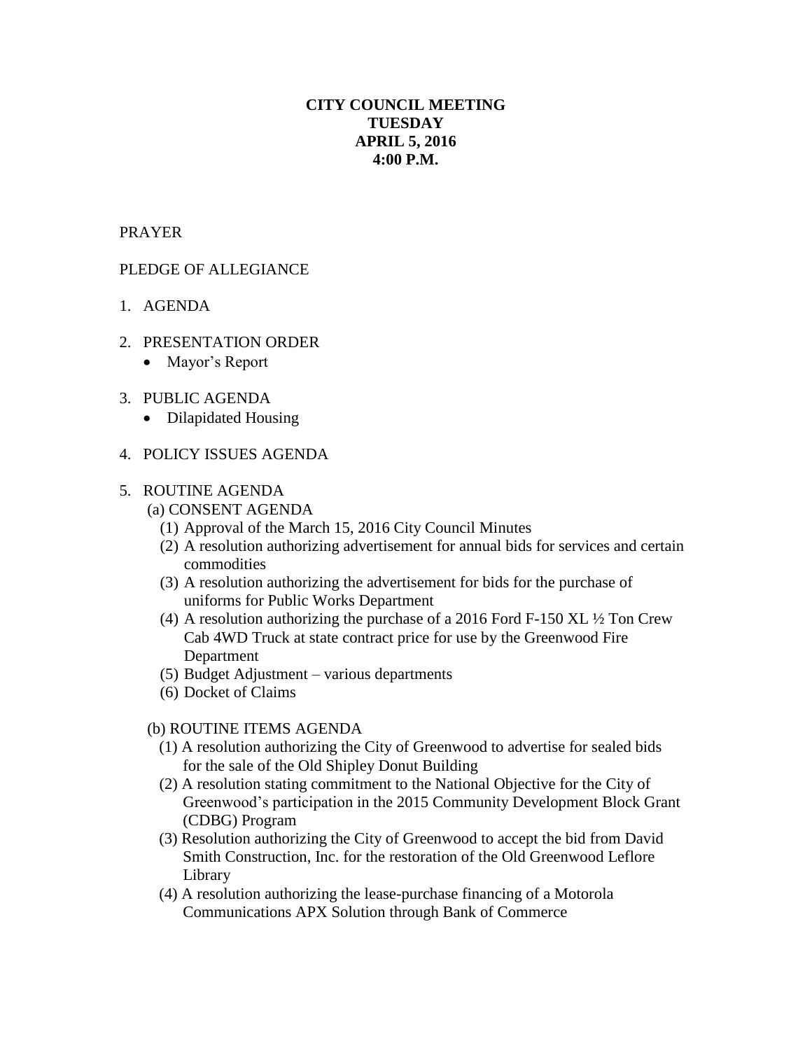**CITY COUNCIL MEETING**
**TUESDAY**
**APRIL 5, 2016**
**4:00 P.M.**

PRAYER

PLEDGE OF ALLEGIANCE

1. AGENDA

2. PRESENTATION ORDER
   - Mayor's Report

3. PUBLIC AGENDA
   - Dilapidated Housing

4. POLICY ISSUES AGENDA

5. ROUTINE AGENDA

   (a) CONSENT AGENDA

   (1) Approval of the March 15, 2016 City Council Minutes
   (2) A resolution authorizing advertisement for annual bids for services and certain commodities
   (3) A resolution authorizing the advertisement for bids for the purchase of uniforms for Public Works Department
   (4) A resolution authorizing the purchase of a 2016 Ford F-150 XL ½ Ton Crew Cab 4WD Truck at state contract price for use by the Greenwood Fire Department
   (5) Budget Adjustment – various departments
   (6) Docket of Claims

   (b) ROUTINE ITEMS AGENDA

   (1) A resolution authorizing the City of Greenwood to advertise for sealed bids for the sale of the Old Shipley Donut Building
   (2) A resolution stating commitment to the National Objective for the City of Greenwood's participation in the 2015 Community Development Block Grant (CDBG) Program
   (3) Resolution authorizing the City of Greenwood to accept the bid from David Smith Construction, Inc. for the restoration of the Old Greenwood Leflore Library
   (4) A resolution authorizing the lease-purchase financing of a Motorola Communications APX Solution through Bank of Commerce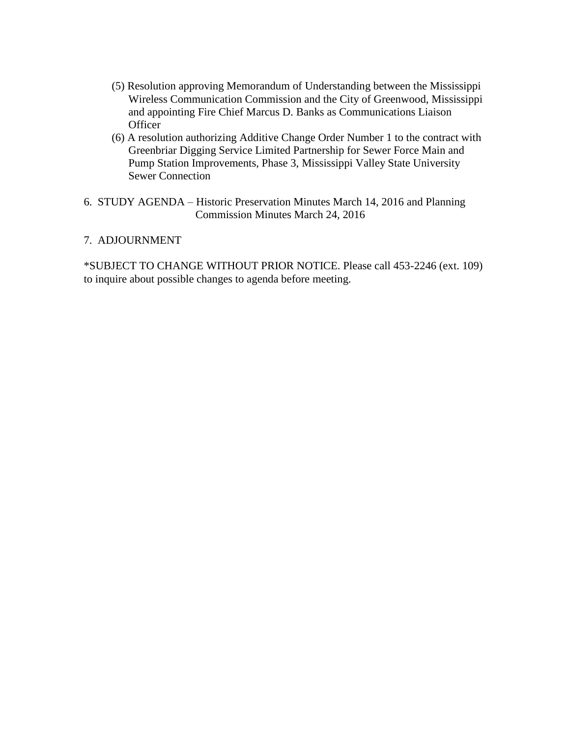(5) Resolution approving Memorandum of Understanding between the Mississippi Wireless Communication Commission and the City of Greenwood, Mississippi and appointing Fire Chief Marcus D. Banks as Communications Liaison Officer

(6) A resolution authorizing Additive Change Order Number 1 to the contract with Greenbriar Digging Service Limited Partnership for Sewer Force Main and Pump Station Improvements, Phase 3, Mississippi Valley State University Sewer Connection

6. STUDY AGENDA – Historic Preservation Minutes March 14, 2016 and Planning Commission Minutes March 24, 2016

7. ADJOURNMENT

*SUBJECT TO CHANGE WITHOUT PRIOR NOTICE. Please call 453-2246 (ext. 109) to inquire about possible changes to agenda before meeting.